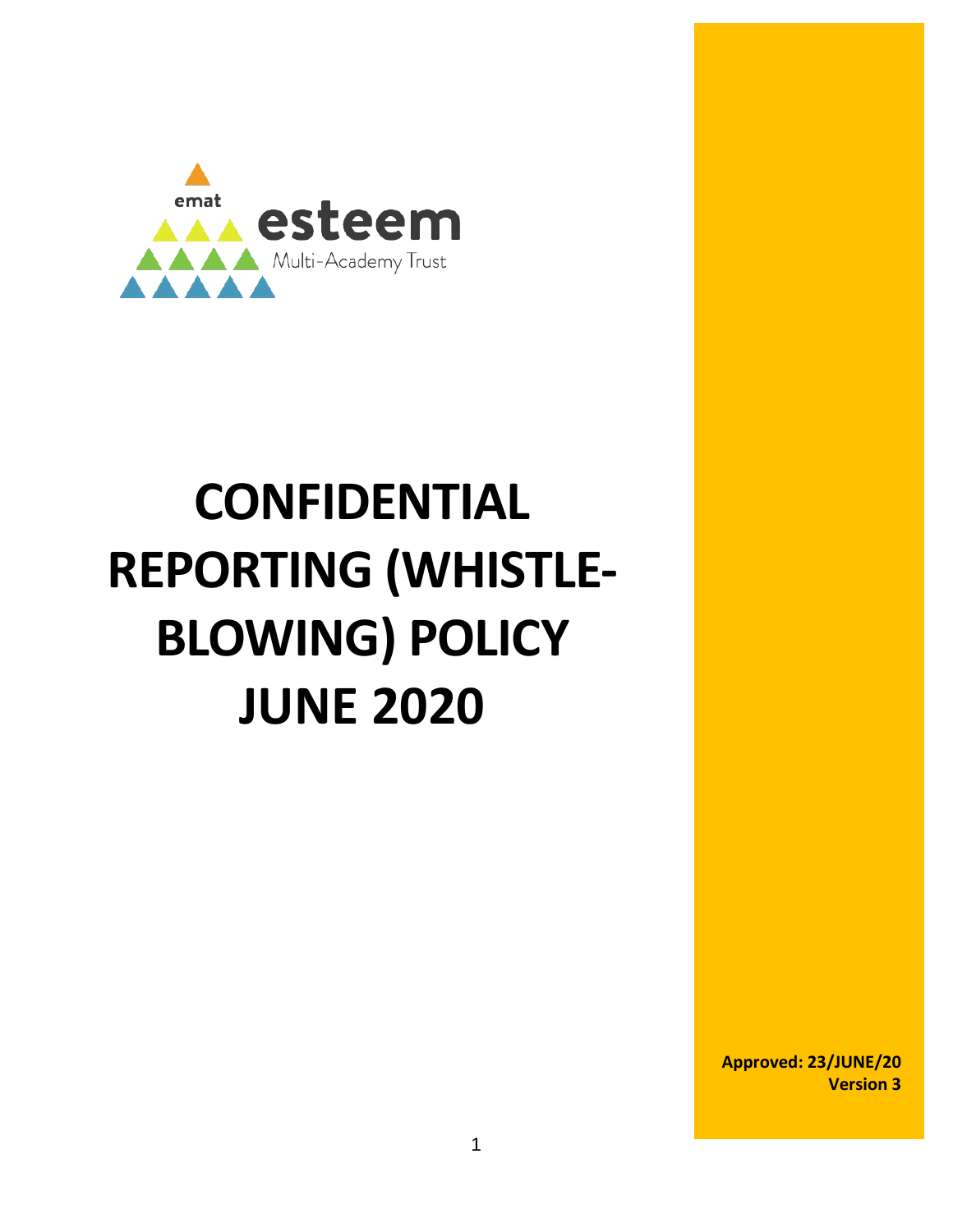emat esteem Multi-Academy Trust

# CONFIDENTIAL REPORTING (WHISTLE-BLOWING) POLICY JUNE 2020

**Approved: 23/JUNE/20**
**Version 3**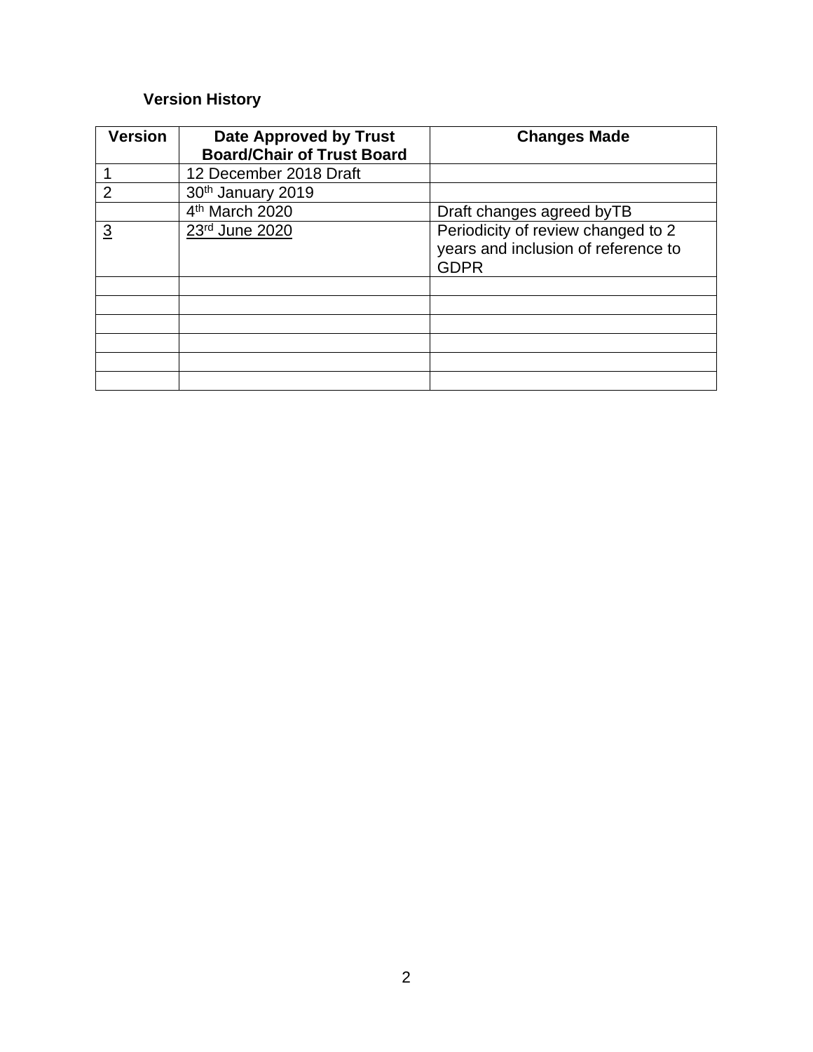**Version History**

| Version | Date Approved by Trust Board/Chair of Trust Board | Changes Made |
|---|---|---|
| 1 | 12 December 2018 Draft | |
| 2 | 30th January 2019 | |
| | 4th March 2020 | Draft changes agreed byTB |
| 3 | 23rd June 2020 | Periodicity of review changed to 2 years and inclusion of reference to GDPR |
| | | |
| | | |
| | | |
| | | |
| | | |
| | | |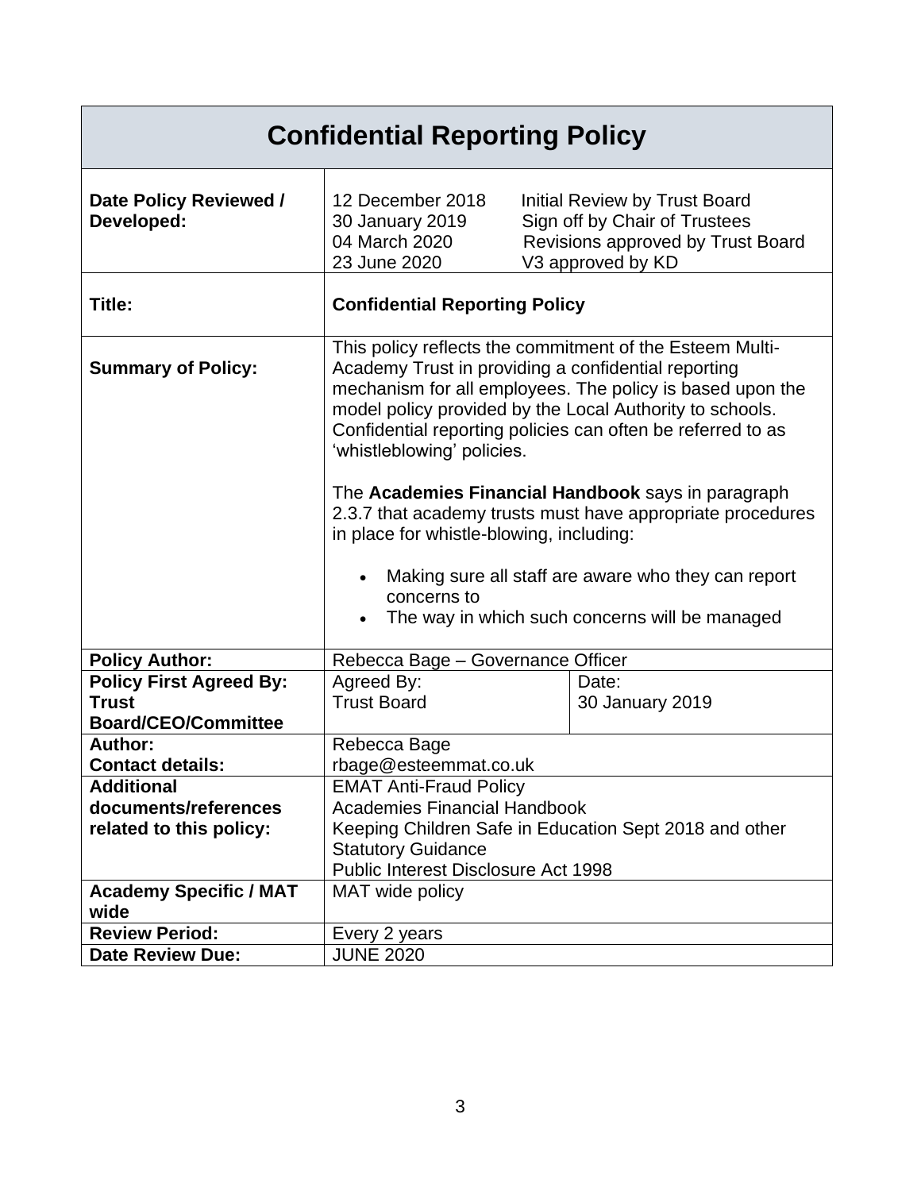# Confidential Reporting Policy

| | | |
|---|---|---|
| **Date Policy Reviewed / Developed:** | 12 December 2018 Initial Review by Trust Board<br>30 January 2019 Sign off by Chair of Trustees<br>04 March 2020 Revisions approved by Trust Board<br>23 June 2020 V3 approved by KD | |
| **Title:** | **Confidential Reporting Policy** | |
| **Summary of Policy:** | This policy reflects the commitment of the Esteem Multi-Academy Trust in providing a confidential reporting mechanism for all employees. The policy is based upon the model policy provided by the Local Authority to schools. Confidential reporting policies can often be referred to as 'whistleblowing' policies.<br><br>The **Academies Financial Handbook** says in paragraph 2.3.7 that academy trusts must have appropriate procedures in place for whistle-blowing, including:<br><br>• Making sure all staff are aware who they can report concerns to<br>• The way in which such concerns will be managed | |
| **Policy Author:** | Rebecca Bage – Governance Officer | |
| **Policy First Agreed By: Trust Board/CEO/Committee** | Agreed By:<br>Trust Board | Date:<br>30 January 2019 |
| **Author:**<br>**Contact details:** | Rebecca Bage<br>rbage@esteemmat.co.uk | |
| **Additional documents/references related to this policy:** | EMAT Anti-Fraud Policy<br>Academies Financial Handbook<br>Keeping Children Safe in Education Sept 2018 and other Statutory Guidance<br>Public Interest Disclosure Act 1998 | |
| **Academy Specific / MAT wide** | MAT wide policy | |
| **Review Period:** | Every 2 years | |
| **Date Review Due:** | JUNE 2020 | |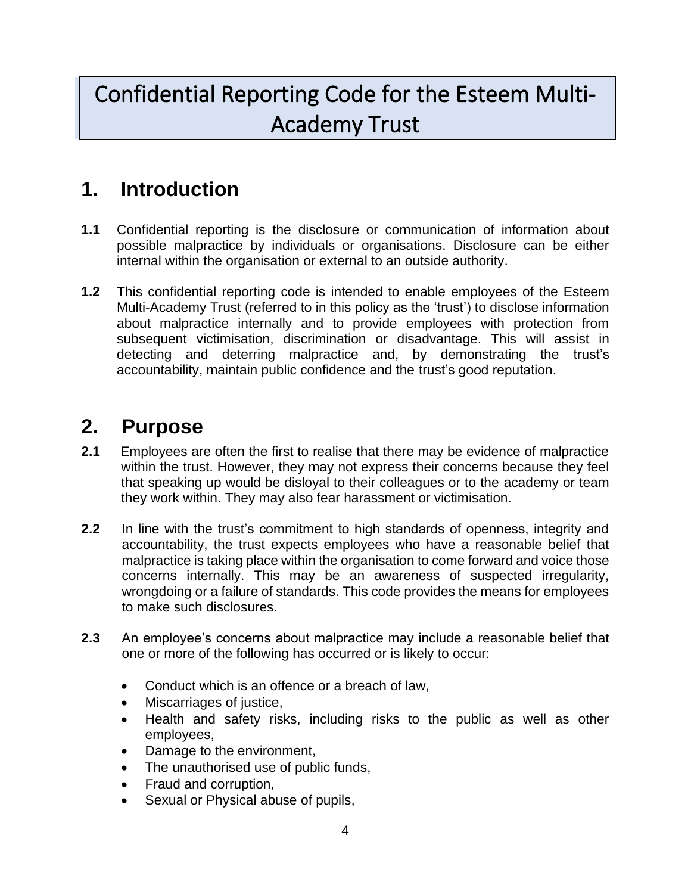# Confidential Reporting Code for the Esteem Multi-Academy Trust

## 1. Introduction

**1.1** Confidential reporting is the disclosure or communication of information about possible malpractice by individuals or organisations. Disclosure can be either internal within the organisation or external to an outside authority.

**1.2** This confidential reporting code is intended to enable employees of the Esteem Multi-Academy Trust (referred to in this policy as the 'trust') to disclose information about malpractice internally and to provide employees with protection from subsequent victimisation, discrimination or disadvantage. This will assist in detecting and deterring malpractice and, by demonstrating the trust's accountability, maintain public confidence and the trust's good reputation.

## 2. Purpose

**2.1** Employees are often the first to realise that there may be evidence of malpractice within the trust. However, they may not express their concerns because they feel that speaking up would be disloyal to their colleagues or to the academy or team they work within. They may also fear harassment or victimisation.

**2.2** In line with the trust's commitment to high standards of openness, integrity and accountability, the trust expects employees who have a reasonable belief that malpractice is taking place within the organisation to come forward and voice those concerns internally. This may be an awareness of suspected irregularity, wrongdoing or a failure of standards. This code provides the means for employees to make such disclosures.

**2.3** An employee's concerns about malpractice may include a reasonable belief that one or more of the following has occurred or is likely to occur:

- Conduct which is an offence or a breach of law,
- Miscarriages of justice,
- Health and safety risks, including risks to the public as well as other employees,
- Damage to the environment,
- The unauthorised use of public funds,
- Fraud and corruption,
- Sexual or Physical abuse of pupils,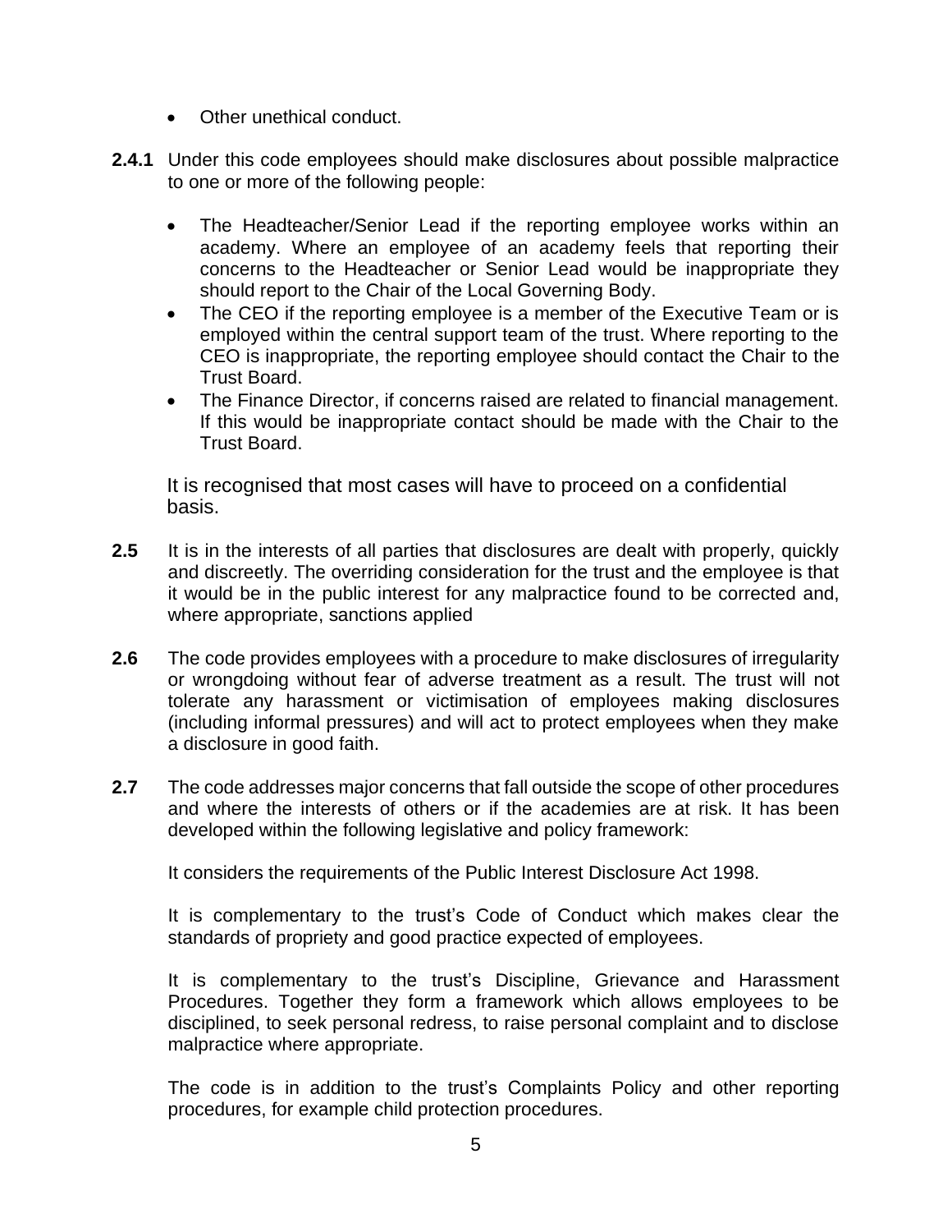- Other unethical conduct.

**2.4.1** Under this code employees should make disclosures about possible malpractice to one or more of the following people:

- The Headteacher/Senior Lead if the reporting employee works within an academy. Where an employee of an academy feels that reporting their concerns to the Headteacher or Senior Lead would be inappropriate they should report to the Chair of the Local Governing Body.
- The CEO if the reporting employee is a member of the Executive Team or is employed within the central support team of the trust. Where reporting to the CEO is inappropriate, the reporting employee should contact the Chair to the Trust Board.
- The Finance Director, if concerns raised are related to financial management. If this would be inappropriate contact should be made with the Chair to the Trust Board.

It is recognised that most cases will have to proceed on a confidential basis.

**2.5** It is in the interests of all parties that disclosures are dealt with properly, quickly and discreetly. The overriding consideration for the trust and the employee is that it would be in the public interest for any malpractice found to be corrected and, where appropriate, sanctions applied

**2.6** The code provides employees with a procedure to make disclosures of irregularity or wrongdoing without fear of adverse treatment as a result. The trust will not tolerate any harassment or victimisation of employees making disclosures (including informal pressures) and will act to protect employees when they make a disclosure in good faith.

**2.7** The code addresses major concerns that fall outside the scope of other procedures and where the interests of others or if the academies are at risk. It has been developed within the following legislative and policy framework:

It considers the requirements of the Public Interest Disclosure Act 1998.

It is complementary to the trust's Code of Conduct which makes clear the standards of propriety and good practice expected of employees.

It is complementary to the trust's Discipline, Grievance and Harassment Procedures. Together they form a framework which allows employees to be disciplined, to seek personal redress, to raise personal complaint and to disclose malpractice where appropriate.

The code is in addition to the trust's Complaints Policy and other reporting procedures, for example child protection procedures.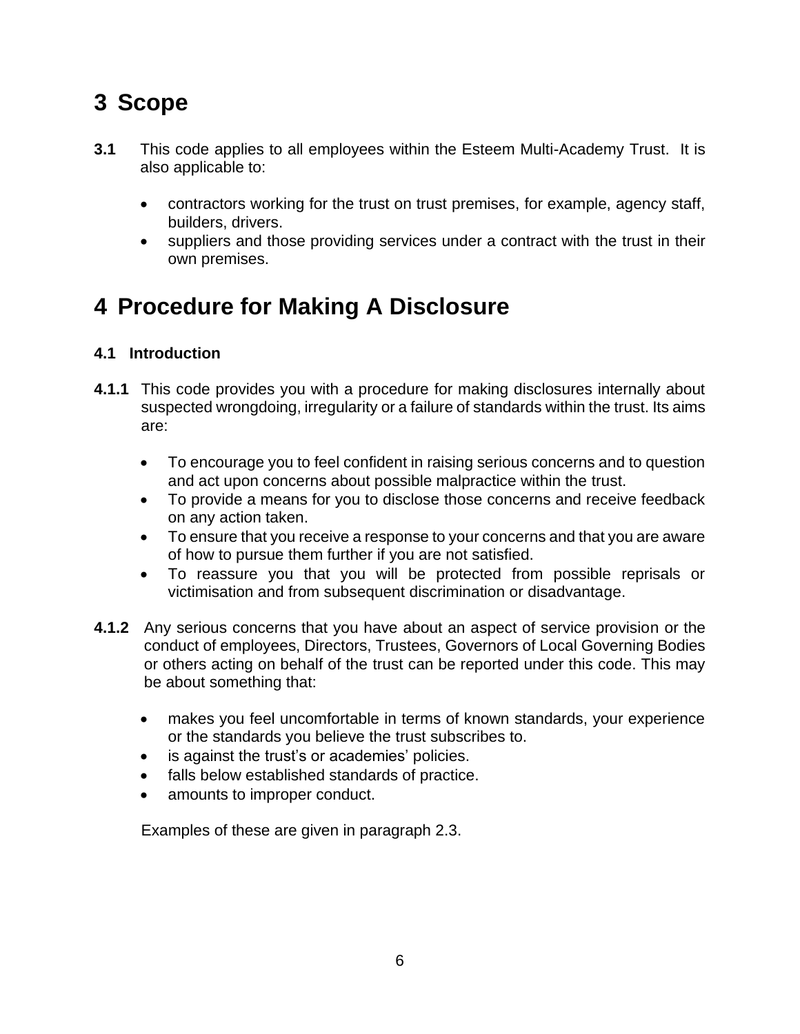# 3 Scope

**3.1** This code applies to all employees within the Esteem Multi-Academy Trust. It is also applicable to:

- contractors working for the trust on trust premises, for example, agency staff, builders, drivers.
- suppliers and those providing services under a contract with the trust in their own premises.

# 4 Procedure for Making A Disclosure

### 4.1 Introduction

**4.1.1** This code provides you with a procedure for making disclosures internally about suspected wrongdoing, irregularity or a failure of standards within the trust. Its aims are:

- To encourage you to feel confident in raising serious concerns and to question and act upon concerns about possible malpractice within the trust.
- To provide a means for you to disclose those concerns and receive feedback on any action taken.
- To ensure that you receive a response to your concerns and that you are aware of how to pursue them further if you are not satisfied.
- To reassure you that you will be protected from possible reprisals or victimisation and from subsequent discrimination or disadvantage.

**4.1.2** Any serious concerns that you have about an aspect of service provision or the conduct of employees, Directors, Trustees, Governors of Local Governing Bodies or others acting on behalf of the trust can be reported under this code. This may be about something that:

- makes you feel uncomfortable in terms of known standards, your experience or the standards you believe the trust subscribes to.
- is against the trust's or academies' policies.
- falls below established standards of practice.
- amounts to improper conduct.

Examples of these are given in paragraph 2.3.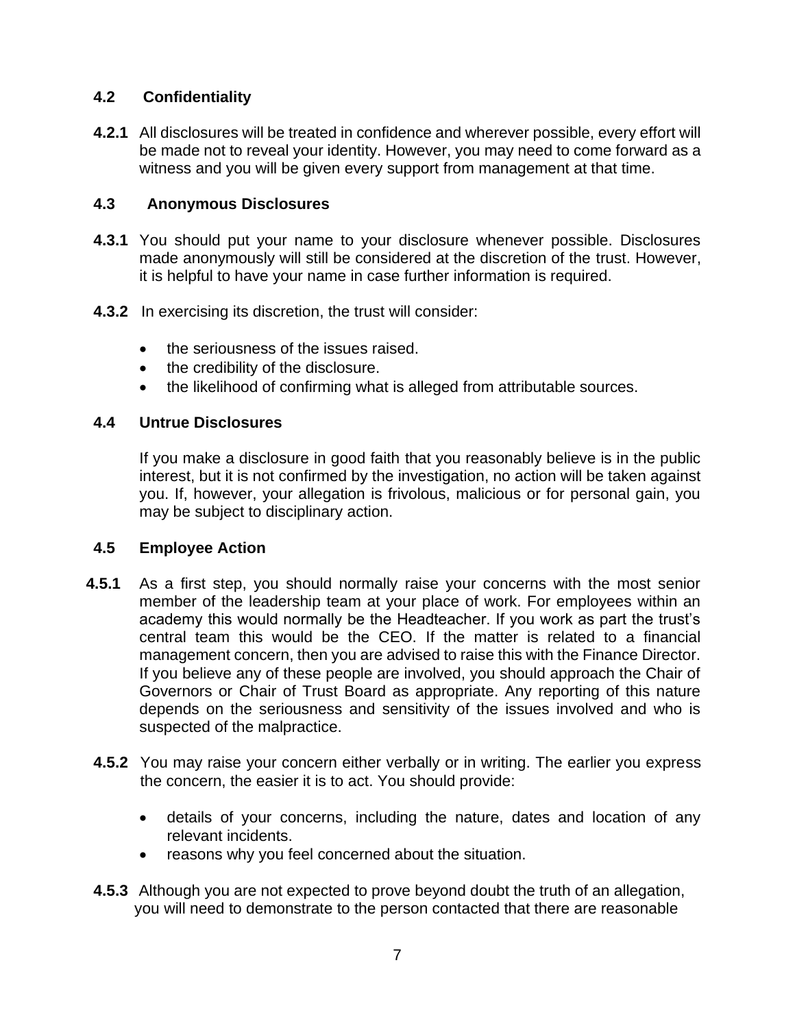### 4.2 Confidentiality

**4.2.1** All disclosures will be treated in confidence and wherever possible, every effort will be made not to reveal your identity. However, you may need to come forward as a witness and you will be given every support from management at that time.

### 4.3 Anonymous Disclosures

**4.3.1** You should put your name to your disclosure whenever possible. Disclosures made anonymously will still be considered at the discretion of the trust. However, it is helpful to have your name in case further information is required.

**4.3.2** In exercising its discretion, the trust will consider:

- the seriousness of the issues raised.
- the credibility of the disclosure.
- the likelihood of confirming what is alleged from attributable sources.

### 4.4 Untrue Disclosures

If you make a disclosure in good faith that you reasonably believe is in the public interest, but it is not confirmed by the investigation, no action will be taken against you. If, however, your allegation is frivolous, malicious or for personal gain, you may be subject to disciplinary action.

### 4.5 Employee Action

**4.5.1** As a first step, you should normally raise your concerns with the most senior member of the leadership team at your place of work. For employees within an academy this would normally be the Headteacher. If you work as part the trust's central team this would be the CEO. If the matter is related to a financial management concern, then you are advised to raise this with the Finance Director. If you believe any of these people are involved, you should approach the Chair of Governors or Chair of Trust Board as appropriate. Any reporting of this nature depends on the seriousness and sensitivity of the issues involved and who is suspected of the malpractice.

**4.5.2** You may raise your concern either verbally or in writing. The earlier you express the concern, the easier it is to act. You should provide:

- details of your concerns, including the nature, dates and location of any relevant incidents.
- reasons why you feel concerned about the situation.

**4.5.3** Although you are not expected to prove beyond doubt the truth of an allegation, you will need to demonstrate to the person contacted that there are reasonable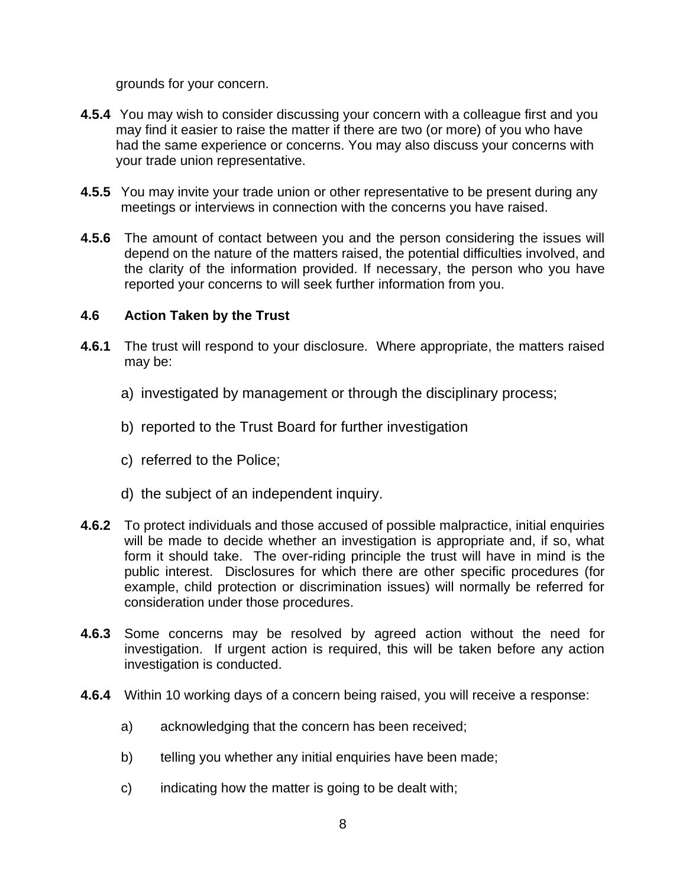grounds for your concern.

**4.5.4** You may wish to consider discussing your concern with a colleague first and you may find it easier to raise the matter if there are two (or more) of you who have had the same experience or concerns. You may also discuss your concerns with your trade union representative.

**4.5.5** You may invite your trade union or other representative to be present during any meetings or interviews in connection with the concerns you have raised.

**4.5.6** The amount of contact between you and the person considering the issues will depend on the nature of the matters raised, the potential difficulties involved, and the clarity of the information provided. If necessary, the person who you have reported your concerns to will seek further information from you.

### 4.6 Action Taken by the Trust

**4.6.1** The trust will respond to your disclosure. Where appropriate, the matters raised may be:

a) investigated by management or through the disciplinary process;

b) reported to the Trust Board for further investigation

c) referred to the Police;

d) the subject of an independent inquiry.

**4.6.2** To protect individuals and those accused of possible malpractice, initial enquiries will be made to decide whether an investigation is appropriate and, if so, what form it should take. The over-riding principle the trust will have in mind is the public interest. Disclosures for which there are other specific procedures (for example, child protection or discrimination issues) will normally be referred for consideration under those procedures.

**4.6.3** Some concerns may be resolved by agreed action without the need for investigation. If urgent action is required, this will be taken before any action investigation is conducted.

**4.6.4** Within 10 working days of a concern being raised, you will receive a response:

a) acknowledging that the concern has been received;

b) telling you whether any initial enquiries have been made;

c) indicating how the matter is going to be dealt with;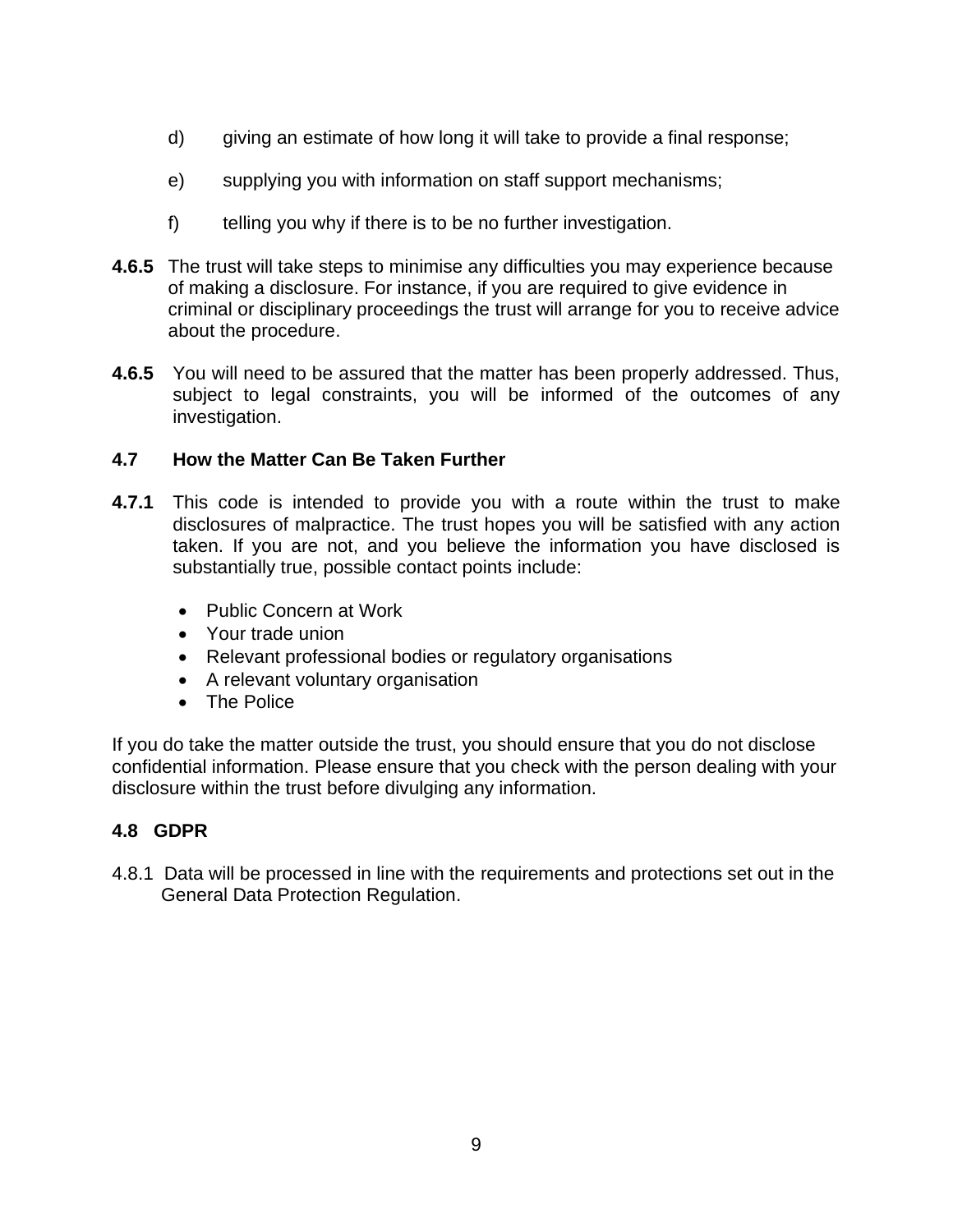d) giving an estimate of how long it will take to provide a final response;

e) supplying you with information on staff support mechanisms;

f) telling you why if there is to be no further investigation.

**4.6.5** The trust will take steps to minimise any difficulties you may experience because of making a disclosure. For instance, if you are required to give evidence in criminal or disciplinary proceedings the trust will arrange for you to receive advice about the procedure.

**4.6.5** You will need to be assured that the matter has been properly addressed. Thus, subject to legal constraints, you will be informed of the outcomes of any investigation.

### 4.7 How the Matter Can Be Taken Further

**4.7.1** This code is intended to provide you with a route within the trust to make disclosures of malpractice. The trust hopes you will be satisfied with any action taken. If you are not, and you believe the information you have disclosed is substantially true, possible contact points include:

- Public Concern at Work
- Your trade union
- Relevant professional bodies or regulatory organisations
- A relevant voluntary organisation
- The Police

If you do take the matter outside the trust, you should ensure that you do not disclose confidential information. Please ensure that you check with the person dealing with your disclosure within the trust before divulging any information.

### 4.8 GDPR

4.8.1 Data will be processed in line with the requirements and protections set out in the General Data Protection Regulation.